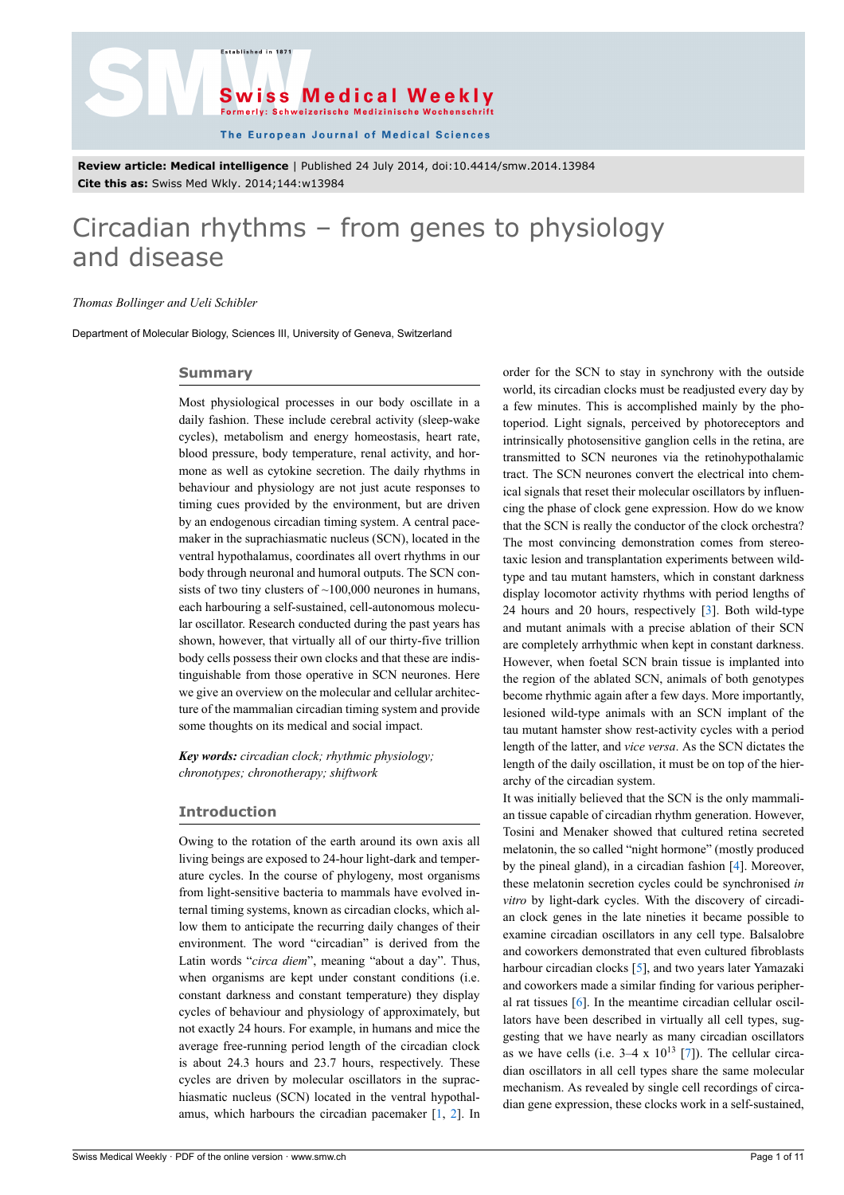Review article: Medical intelligence | Published 24 July 2014, doi:10.4414/smw.2014.13984
Cite this as: Swiss Med Wkly. 2014;144:w13984

# Circadian rhythms – from genes to physiology and disease

*Thomas Bollinger and Ueli Schibler*

Department of Molecular Biology, Sciences III, University of Geneva, Switzerland

## Summary

Most physiological processes in our body oscillate in a daily fashion. These include cerebral activity (sleep-wake cycles), metabolism and energy homeostasis, heart rate, blood pressure, body temperature, renal activity, and hormone as well as cytokine secretion. The daily rhythms in behaviour and physiology are not just acute responses to timing cues provided by the environment, but are driven by an endogenous circadian timing system. A central pacemaker in the suprachiasmatic nucleus (SCN), located in the ventral hypothalamus, coordinates all overt rhythms in our body through neuronal and humoral outputs. The SCN consists of two tiny clusters of ~100,000 neurones in humans, each harbouring a self-sustained, cell-autonomous molecular oscillator. Research conducted during the past years has shown, however, that virtually all of our thirty-five trillion body cells possess their own clocks and that these are indistinguishable from those operative in SCN neurones. Here we give an overview on the molecular and cellular architecture of the mammalian circadian timing system and provide some thoughts on its medical and social impact.

***Key words:*** *circadian clock; rhythmic physiology; chronotypes; chronotherapy; shiftwork*

## Introduction

Owing to the rotation of the earth around its own axis all living beings are exposed to 24-hour light-dark and temperature cycles. In the course of phylogeny, most organisms from light-sensitive bacteria to mammals have evolved internal timing systems, known as circadian clocks, which allow them to anticipate the recurring daily changes of their environment. The word "circadian" is derived from the Latin words "*circa diem*", meaning "about a day". Thus, when organisms are kept under constant conditions (i.e. constant darkness and constant temperature) they display cycles of behaviour and physiology of approximately, but not exactly 24 hours. For example, in humans and mice the average free-running period length of the circadian clock is about 24.3 hours and 23.7 hours, respectively. These cycles are driven by molecular oscillators in the suprachiasmatic nucleus (SCN) located in the ventral hypothalamus, which harbours the circadian pacemaker [1, 2]. In order for the SCN to stay in synchrony with the outside world, its circadian clocks must be readjusted every day by a few minutes. This is accomplished mainly by the photoperiod. Light signals, perceived by photoreceptors and intrinsically photosensitive ganglion cells in the retina, are transmitted to SCN neurones via the retinohypothalamic tract. The SCN neurones convert the electrical into chemical signals that reset their molecular oscillators by influencing the phase of clock gene expression. How do we know that the SCN is really the conductor of the clock orchestra? The most convincing demonstration comes from stereotaxic lesion and transplantation experiments between wild-type and tau mutant hamsters, which in constant darkness display locomotor activity rhythms with period lengths of 24 hours and 20 hours, respectively [3]. Both wild-type and mutant animals with a precise ablation of their SCN are completely arrhythmic when kept in constant darkness. However, when foetal SCN brain tissue is implanted into the region of the ablated SCN, animals of both genotypes become rhythmic again after a few days. More importantly, lesioned wild-type animals with an SCN implant of the tau mutant hamster show rest-activity cycles with a period length of the latter, and *vice versa*. As the SCN dictates the length of the daily oscillation, it must be on top of the hierarchy of the circadian system.

It was initially believed that the SCN is the only mammalian tissue capable of circadian rhythm generation. However, Tosini and Menaker showed that cultured retina secreted melatonin, the so called "night hormone" (mostly produced by the pineal gland), in a circadian fashion [4]. Moreover, these melatonin secretion cycles could be synchronised *in vitro* by light-dark cycles. With the discovery of circadian clock genes in the late nineties it became possible to examine circadian oscillators in any cell type. Balsalobre and coworkers demonstrated that even cultured fibroblasts harbour circadian clocks [5], and two years later Yamazaki and coworkers made a similar finding for various peripheral rat tissues [6]. In the meantime circadian cellular oscillators have been described in virtually all cell types, suggesting that we have nearly as many circadian oscillators as we have cells (i.e. 3–4 x $10^{13}$ [7]). The cellular circadian oscillators in all cell types share the same molecular mechanism. As revealed by single cell recordings of circadian gene expression, these clocks work in a self-sustained,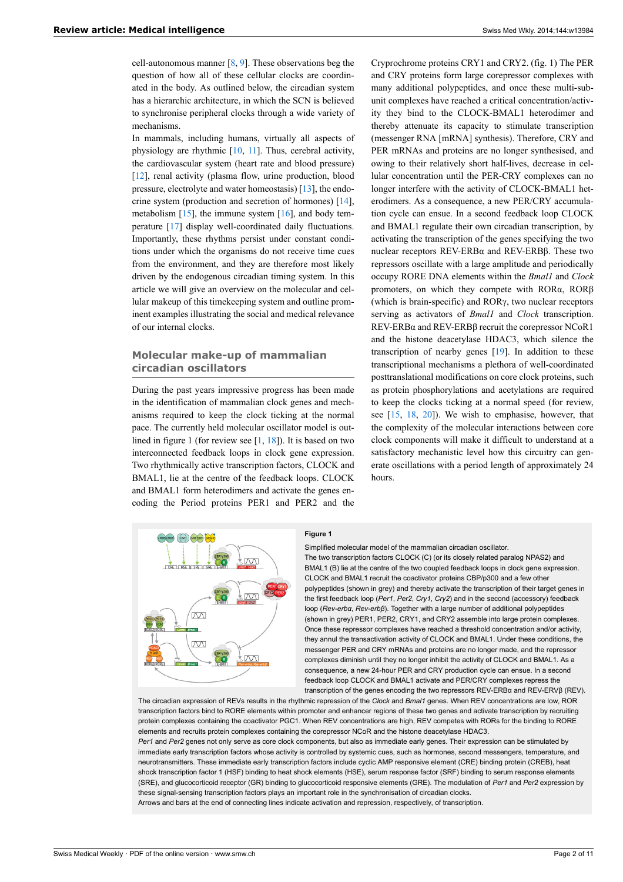cell-autonomous manner [8, 9]. These observations beg the question of how all of these cellular clocks are coordinated in the body. As outlined below, the circadian system has a hierarchic architecture, in which the SCN is believed to synchronise peripheral clocks through a wide variety of mechanisms.

In mammals, including humans, virtually all aspects of physiology are rhythmic [10, 11]. Thus, cerebral activity, the cardiovascular system (heart rate and blood pressure) [12], renal activity (plasma flow, urine production, blood pressure, electrolyte and water homeostasis) [13], the endocrine system (production and secretion of hormones) [14], metabolism [15], the immune system [16], and body temperature [17] display well-coordinated daily fluctuations. Importantly, these rhythms persist under constant conditions under which the organisms do not receive time cues from the environment, and they are therefore most likely driven by the endogenous circadian timing system. In this article we will give an overview on the molecular and cellular makeup of this timekeeping system and outline prominent examples illustrating the social and medical relevance of our internal clocks.

## Molecular make-up of mammalian circadian oscillators

During the past years impressive progress has been made in the identification of mammalian clock genes and mechanisms required to keep the clock ticking at the normal pace. The currently held molecular oscillator model is outlined in figure 1 (for review see [1, 18]). It is based on two interconnected feedback loops in clock gene expression. Two rhythmically active transcription factors, CLOCK and BMAL1, lie at the centre of the feedback loops. CLOCK and BMAL1 form heterodimers and activate the genes encoding the Period proteins PER1 and PER2 and the Cryprochrome proteins CRY1 and CRY2. (fig. 1) The PER and CRY proteins form large corepressor complexes with many additional polypeptides, and once these multi-subunit complexes have reached a critical concentration/activity they bind to the CLOCK-BMAL1 heterodimer and thereby attenuate its capacity to stimulate transcription (messenger RNA [mRNA] synthesis). Therefore, CRY and PER mRNAs and proteins are no longer synthesised, and owing to their relatively short half-lives, decrease in cellular concentration until the PER-CRY complexes can no longer interfere with the activity of CLOCK-BMAL1 heterodimers. As a consequence, a new PER/CRY accumulation cycle can ensue. In a second feedback loop CLOCK and BMAL1 regulate their own circadian transcription, by activating the transcription of the genes specifying the two nuclear receptors REV-ERBα and REV-ERBβ. These two repressors oscillate with a large amplitude and periodically occupy RORE DNA elements within the *Bmal1* and *Clock* promoters, on which they compete with RORα, RORβ (which is brain-specific) and RORγ, two nuclear receptors serving as activators of *Bmal1* and *Clock* transcription. REV-ERBα and REV-ERBβ recruit the corepressor NCoR1 and the histone deacetylase HDAC3, which silence the transcription of nearby genes [19]. In addition to these transcriptional mechanisms a plethora of well-coordinated posttranslational modifications on core clock proteins, such as protein phosphorylations and acetylations are required to keep the clocks ticking at a normal speed (for review, see [15, 18, 20]). We wish to emphasise, however, that the complexity of the molecular interactions between core clock components will make it difficult to understand at a satisfactory mechanistic level how this circuitry can generate oscillations with a period length of approximately 24 hours.

**Figure 1**

Simplified molecular model of the mammalian circadian oscillator.

The two transcription factors CLOCK (C) (or its closely related paralog NPAS2) and BMAL1 (B) lie at the centre of the two coupled feedback loops in clock gene expression. CLOCK and BMAL1 recruit the coactivator proteins CBP/p300 and a few other polypeptides (shown in grey) and thereby activate the transcription of their target genes in the first feedback loop (*Per1*, *Per2*, *Cry1*, *Cry2*) and in the second (accessory) feedback loop (*Rev-erbα*, *Rev-erbβ*). Together with a large number of additional polypeptides (shown in grey) PER1, PER2, CRY1, and CRY2 assemble into large protein complexes. Once these repressor complexes have reached a threshold concentration and/or activity, they annul the transactivation activity of CLOCK and BMAL1. Under these conditions, the messenger PER and CRY mRNAs and proteins are no longer made, and the repressor complexes diminish until they no longer inhibit the activity of CLOCK and BMAL1. As a consequence, a new 24-hour PER and CRY production cycle can ensue. In a second feedback loop CLOCK and BMAL1 activate and PER/CRY complexes repress the transcription of the genes encoding the two repressors REV-ERBα and REV-ERVβ (REV). The circadian expression of REVs results in the rhythmic repression of the *Clock* and *Bmal1* genes. When REV concentrations are low, ROR transcription factors bind to RORE elements within promoter and enhancer regions of these two genes and activate transcription by recruiting protein complexes containing the coactivator PGC1. When REV concentrations are high, REV competes with RORs for the binding to RORE elements and recruits protein complexes containing the corepressor NCoR and the histone deacetylase HDAC3.

*Per1* and *Per2* genes not only serve as core clock components, but also as immediate early genes. Their expression can be stimulated by immediate early transcription factors whose activity is controlled by systemic cues, such as hormones, second messengers, temperature, and neurotransmitters. These immediate early transcription factors include cyclic AMP responsive element (CRE) binding protein (CREB), heat shock transcription factor 1 (HSF) binding to heat shock elements (HSE), serum response factor (SRF) binding to serum response elements (SRE), and glucocorticoid receptor (GR) binding to glucocorticoid responsive elements (GRE). The modulation of *Per1* and *Per2* expression by these signal-sensing transcription factors plays an important role in the synchronisation of circadian clocks.

Arrows and bars at the end of connecting lines indicate activation and repression, respectively, of transcription.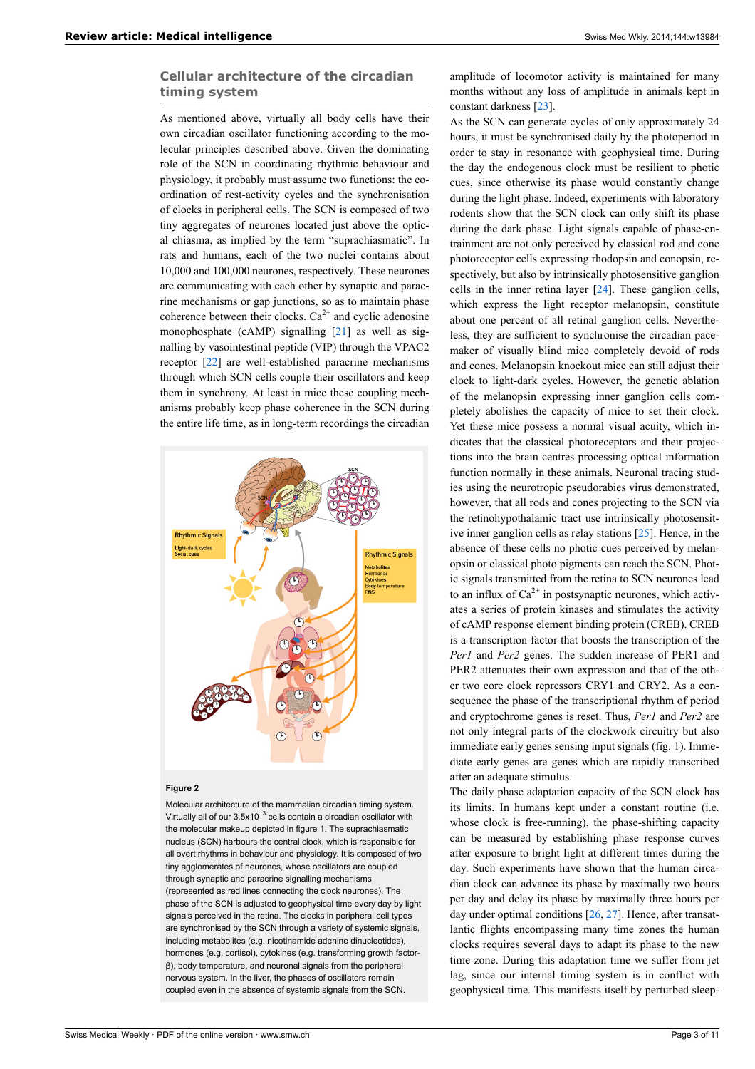## Cellular architecture of the circadian timing system

As mentioned above, virtually all body cells have their own circadian oscillator functioning according to the molecular principles described above. Given the dominating role of the SCN in coordinating rhythmic behaviour and physiology, it probably must assume two functions: the coordination of rest-activity cycles and the synchronisation of clocks in peripheral cells. The SCN is composed of two tiny aggregates of neurones located just above the optical chiasma, as implied by the term "suprachiasmatic". In rats and humans, each of the two nuclei contains about 10,000 and 100,000 neurones, respectively. These neurones are communicating with each other by synaptic and paracrine mechanisms or gap junctions, so as to maintain phase coherence between their clocks. $Ca^{2+}$ and cyclic adenosine monophosphate (cAMP) signalling [21] as well as signalling by vasointestinal peptide (VIP) through the VPAC2 receptor [22] are well-established paracrine mechanisms through which SCN cells couple their oscillators and keep them in synchrony. At least in mice these coupling mechanisms probably keep phase coherence in the SCN during the entire life time, as in long-term recordings the circadian amplitude of locomotor activity is maintained for many months without any loss of amplitude in animals kept in constant darkness [23].

As the SCN can generate cycles of only approximately 24 hours, it must be synchronised daily by the photoperiod in order to stay in resonance with geophysical time. During the day the endogenous clock must be resilient to photic cues, since otherwise its phase would constantly change during the light phase. Indeed, experiments with laboratory rodents show that the SCN clock can only shift its phase during the dark phase. Light signals capable of phase-entrainment are not only perceived by classical rod and cone photoreceptor cells expressing rhodopsin and conopsin, respectively, but also by intrinsically photosensitive ganglion cells in the inner retina layer [24]. These ganglion cells, which express the light receptor melanopsin, constitute about one percent of all retinal ganglion cells. Nevertheless, they are sufficient to synchronise the circadian pacemaker of visually blind mice completely devoid of rods and cones. Melanopsin knockout mice can still adjust their clock to light-dark cycles. However, the genetic ablation of the melanopsin expressing inner ganglion cells completely abolishes the capacity of mice to set their clock. Yet these mice possess a normal visual acuity, which indicates that the classical photoreceptors and their projections into the brain centres processing optical information function normally in these animals. Neuronal tracing studies using the neurotropic pseudorabies virus demonstrated, however, that all rods and cones projecting to the SCN via the retinohypothalamic tract use intrinsically photosensitive inner ganglion cells as relay stations [25]. Hence, in the absence of these cells no photic cues perceived by melanopsin or classical photo pigments can reach the SCN. Photic signals transmitted from the retina to SCN neurones lead to an influx of $Ca^{2+}$ in postsynaptic neurones, which activates a series of protein kinases and stimulates the activity of cAMP response element binding protein (CREB). CREB is a transcription factor that boosts the transcription of the *Per1* and *Per2* genes. The sudden increase of PER1 and PER2 attenuates their own expression and that of the other two core clock repressors CRY1 and CRY2. As a consequence the phase of the transcriptional rhythm of period and cryptochrome genes is reset. Thus, *Per1* and *Per2* are not only integral parts of the clockwork circuitry but also immediate early genes sensing input signals (fig. 1). Immediate early genes are genes which are rapidly transcribed after an adequate stimulus.

The daily phase adaptation capacity of the SCN clock has its limits. In humans kept under a constant routine (i.e. whose clock is free-running), the phase-shifting capacity can be measured by establishing phase response curves after exposure to bright light at different times during the day. Such experiments have shown that the human circadian clock can advance its phase by maximally two hours per day and delay its phase by maximally three hours per day under optimal conditions [26, 27]. Hence, after transatlantic flights encompassing many time zones the human clocks requires several days to adapt its phase to the new time zone. During this adaptation time we suffer from jet lag, since our internal timing system is in conflict with geophysical time. This manifests itself by perturbed sleep-

**Figure 2**

Molecular architecture of the mammalian circadian timing system. Virtually all of our $3.5 \times 10^{13}$ cells contain a circadian oscillator with the molecular makeup depicted in figure 1. The suprachiasmatic nucleus (SCN) harbours the central clock, which is responsible for all overt rhythms in behaviour and physiology. It is composed of two tiny agglomerates of neurones, whose oscillators are coupled through synaptic and paracrine signalling mechanisms (represented as red lines connecting the clock neurones). The phase of the SCN is adjusted to geophysical time every day by light signals perceived in the retina. The clocks in peripheral cell types are synchronised by the SCN through a variety of systemic signals, including metabolites (e.g. nicotinamide adenine dinucleotides), hormones (e.g. cortisol), cytokines (e.g. transforming growth factor-β), body temperature, and neuronal signals from the peripheral nervous system. In the liver, the phases of oscillators remain coupled even in the absence of systemic signals from the SCN.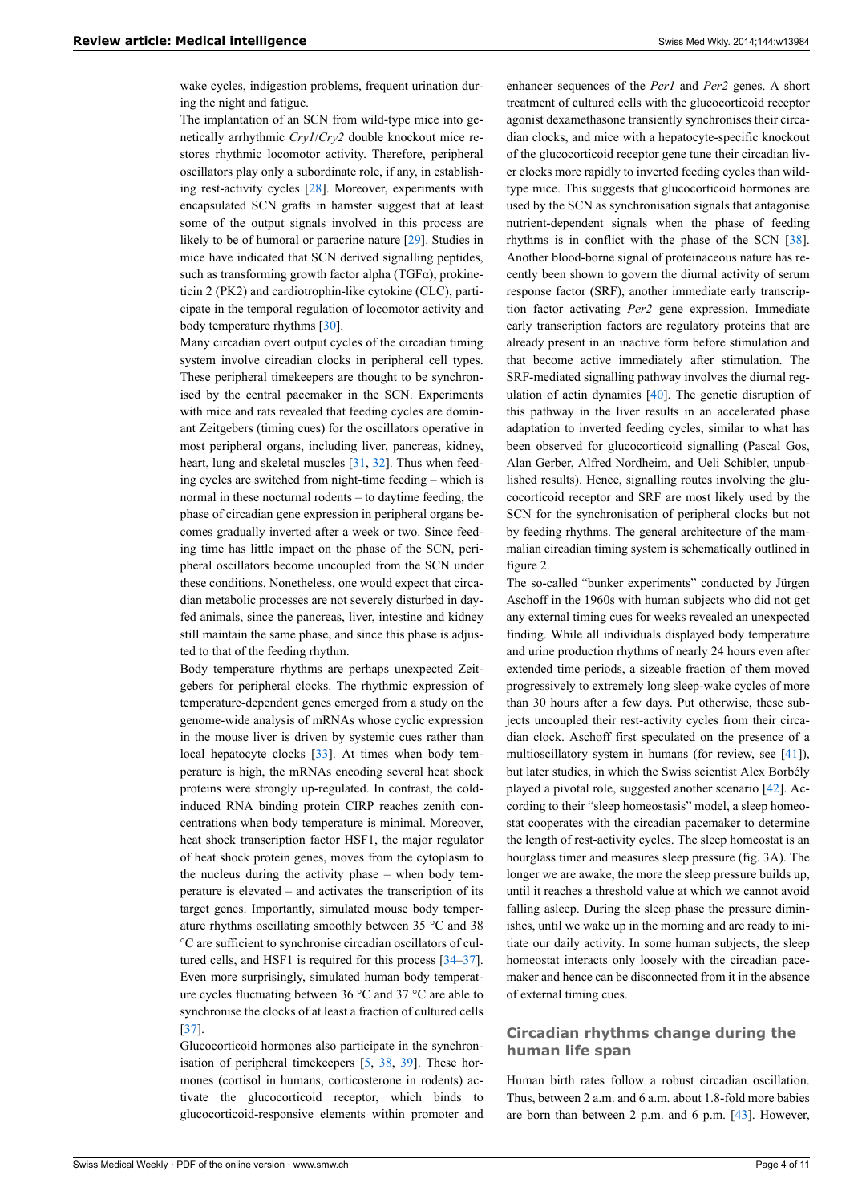wake cycles, indigestion problems, frequent urination during the night and fatigue.

The implantation of an SCN from wild-type mice into genetically arrhythmic *Cry1*/*Cry2* double knockout mice restores rhythmic locomotor activity. Therefore, peripheral oscillators play only a subordinate role, if any, in establishing rest-activity cycles [28]. Moreover, experiments with encapsulated SCN grafts in hamster suggest that at least some of the output signals involved in this process are likely to be of humoral or paracrine nature [29]. Studies in mice have indicated that SCN derived signalling peptides, such as transforming growth factor alpha (TGFα), prokineticin 2 (PK2) and cardiotrophin-like cytokine (CLC), participate in the temporal regulation of locomotor activity and body temperature rhythms [30].

Many circadian overt output cycles of the circadian timing system involve circadian clocks in peripheral cell types. These peripheral timekeepers are thought to be synchronised by the central pacemaker in the SCN. Experiments with mice and rats revealed that feeding cycles are dominant Zeitgebers (timing cues) for the oscillators operative in most peripheral organs, including liver, pancreas, kidney, heart, lung and skeletal muscles [31, 32]. Thus when feeding cycles are switched from night-time feeding – which is normal in these nocturnal rodents – to daytime feeding, the phase of circadian gene expression in peripheral organs becomes gradually inverted after a week or two. Since feeding time has little impact on the phase of the SCN, peripheral oscillators become uncoupled from the SCN under these conditions. Nonetheless, one would expect that circadian metabolic processes are not severely disturbed in day-fed animals, since the pancreas, liver, intestine and kidney still maintain the same phase, and since this phase is adjusted to that of the feeding rhythm.

Body temperature rhythms are perhaps unexpected Zeitgebers for peripheral clocks. The rhythmic expression of temperature-dependent genes emerged from a study on the genome-wide analysis of mRNAs whose cyclic expression in the mouse liver is driven by systemic cues rather than local hepatocyte clocks [33]. At times when body temperature is high, the mRNAs encoding several heat shock proteins were strongly up-regulated. In contrast, the cold-induced RNA binding protein CIRP reaches zenith concentrations when body temperature is minimal. Moreover, heat shock transcription factor HSF1, the major regulator of heat shock protein genes, moves from the cytoplasm to the nucleus during the activity phase – when body temperature is elevated – and activates the transcription of its target genes. Importantly, simulated mouse body temperature rhythms oscillating smoothly between 35 °C and 38 °C are sufficient to synchronise circadian oscillators of cultured cells, and HSF1 is required for this process [34–37]. Even more surprisingly, simulated human body temperature cycles fluctuating between 36 °C and 37 °C are able to synchronise the clocks of at least a fraction of cultured cells [37].

Glucocorticoid hormones also participate in the synchronisation of peripheral timekeepers [5, 38, 39]. These hormones (cortisol in humans, corticosterone in rodents) activate the glucocorticoid receptor, which binds to glucocorticoid-responsive elements within promoter and enhancer sequences of the *Per1* and *Per2* genes. A short treatment of cultured cells with the glucocorticoid receptor agonist dexamethasone transiently synchronises their circadian clocks, and mice with a hepatocyte-specific knockout of the glucocorticoid receptor gene tune their circadian liver clocks more rapidly to inverted feeding cycles than wild-type mice. This suggests that glucocorticoid hormones are used by the SCN as synchronisation signals that antagonise nutrient-dependent signals when the phase of feeding rhythms is in conflict with the phase of the SCN [38]. Another blood-borne signal of proteinaceous nature has recently been shown to govern the diurnal activity of serum response factor (SRF), another immediate early transcription factor activating *Per2* gene expression. Immediate early transcription factors are regulatory proteins that are already present in an inactive form before stimulation and that become active immediately after stimulation. The SRF-mediated signalling pathway involves the diurnal regulation of actin dynamics [40]. The genetic disruption of this pathway in the liver results in an accelerated phase adaptation to inverted feeding cycles, similar to what has been observed for glucocorticoid signalling (Pascal Gos, Alan Gerber, Alfred Nordheim, and Ueli Schibler, unpublished results). Hence, signalling routes involving the glucocorticoid receptor and SRF are most likely used by the SCN for the synchronisation of peripheral clocks but not by feeding rhythms. The general architecture of the mammalian circadian timing system is schematically outlined in figure 2.

The so-called "bunker experiments" conducted by Jürgen Aschoff in the 1960s with human subjects who did not get any external timing cues for weeks revealed an unexpected finding. While all individuals displayed body temperature and urine production rhythms of nearly 24 hours even after extended time periods, a sizeable fraction of them moved progressively to extremely long sleep-wake cycles of more than 30 hours after a few days. Put otherwise, these subjects uncoupled their rest-activity cycles from their circadian clock. Aschoff first speculated on the presence of a multioscillatory system in humans (for review, see [41]), but later studies, in which the Swiss scientist Alex Borbély played a pivotal role, suggested another scenario [42]. According to their "sleep homeostasis" model, a sleep homeostat cooperates with the circadian pacemaker to determine the length of rest-activity cycles. The sleep homeostat is an hourglass timer and measures sleep pressure (fig. 3A). The longer we are awake, the more the sleep pressure builds up, until it reaches a threshold value at which we cannot avoid falling asleep. During the sleep phase the pressure diminishes, until we wake up in the morning and are ready to initiate our daily activity. In some human subjects, the sleep homeostat interacts only loosely with the circadian pacemaker and hence can be disconnected from it in the absence of external timing cues.

## Circadian rhythms change during the human life span

Human birth rates follow a robust circadian oscillation. Thus, between 2 a.m. and 6 a.m. about 1.8-fold more babies are born than between 2 p.m. and 6 p.m. [43]. However,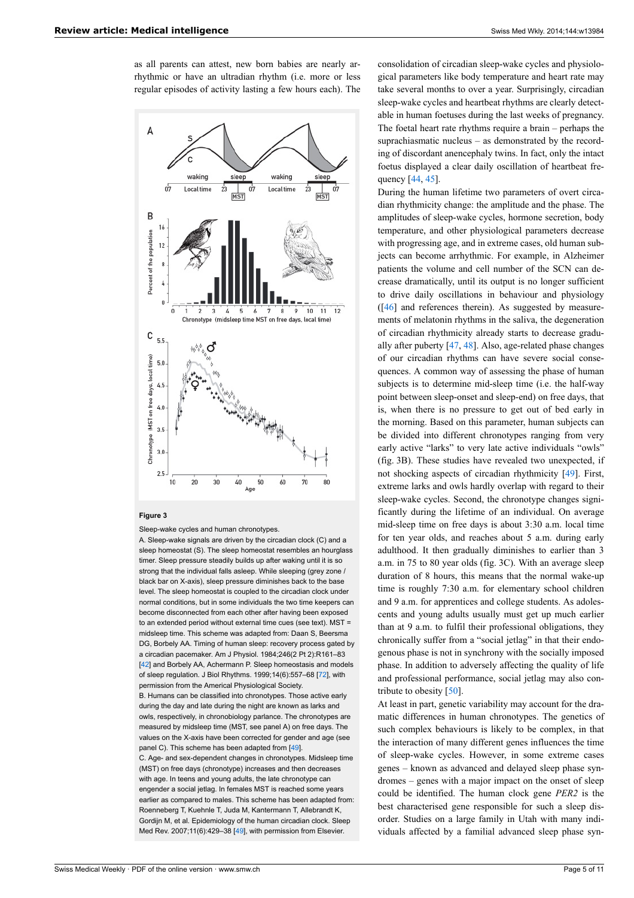as all parents can attest, new born babies are nearly arrhythmic or have an ultradian rhythm (i.e. more or less regular episodes of activity lasting a few hours each). The consolidation of circadian sleep-wake cycles and physiological parameters like body temperature and heart rate may take several months to over a year. Surprisingly, circadian sleep-wake cycles and heartbeat rhythms are clearly detectable in human foetuses during the last weeks of pregnancy. The foetal heart rate rhythms require a brain – perhaps the suprachiasmatic nucleus – as demonstrated by the recording of discordant anencephaly twins. In fact, only the intact foetus displayed a clear daily oscillation of heartbeat frequency [44, 45].

**Figure 3**

Sleep-wake cycles and human chronotypes.

A. Sleep-wake signals are driven by the circadian clock (C) and a sleep homeostat (S). The sleep homeostat resembles an hourglass timer. Sleep pressure steadily builds up after waking until it is so strong that the individual falls asleep. While sleeping (grey zone / black bar on X-axis), sleep pressure diminishes back to the base level. The sleep homeostat is coupled to the circadian clock under normal conditions, but in some individuals the two time keepers can become disconnected from each other after having been exposed to an extended period without external time cues (see text). MST = midsleep time. This scheme was adapted from: Daan S, Beersma DG, Borbely AA. Timing of human sleep: recovery process gated by a circadian pacemaker. Am J Physiol. 1984;246(2 Pt 2):R161–83 [42] and Borbely AA, Achermann P. Sleep homeostasis and models of sleep regulation. J Biol Rhythms. 1999;14(6):557–68 [72], with permission from the Americal Physiological Society.

B. Humans can be classified into chronotypes. Those active early during the day and late during the night are known as larks and owls, respectively, in chronobiology parlance. The chronotypes are measured by midsleep time (MST, see panel A) on free days. The values on the X-axis have been corrected for gender and age (see panel C). This scheme has been adapted from [49].

C. Age- and sex-dependent changes in chronotypes. Midsleep time (MST) on free days (chronotype) increases and then decreases with age. In teens and young adults, the late chronotype can engender a social jetlag. In females MST is reached some years earlier as compared to males. This scheme has been adapted from: Roenneberg T, Kuehnle T, Juda M, Kantermann T, Allebrandt K, Gordijn M, et al. Epidemiology of the human circadian clock. Sleep Med Rev. 2007;11(6):429–38 [49], with permission from Elsevier.

During the human lifetime two parameters of overt circadian rhythmicity change: the amplitude and the phase. The amplitudes of sleep-wake cycles, hormone secretion, body temperature, and other physiological parameters decrease with progressing age, and in extreme cases, old human subjects can become arrhythmic. For example, in Alzheimer patients the volume and cell number of the SCN can decrease dramatically, until its output is no longer sufficient to drive daily oscillations in behaviour and physiology ([46] and references therein). As suggested by measurements of melatonin rhythms in the saliva, the degeneration of circadian rhythmicity already starts to decrease gradually after puberty [47, 48]. Also, age-related phase changes of our circadian rhythms can have severe social consequences. A common way of assessing the phase of human subjects is to determine mid-sleep time (i.e. the half-way point between sleep-onset and sleep-end) on free days, that is, when there is no pressure to get out of bed early in the morning. Based on this parameter, human subjects can be divided into different chronotypes ranging from very early active "larks" to very late active individuals "owls" (fig. 3B). These studies have revealed two unexpected, if not shocking aspects of circadian rhythmicity [49]. First, extreme larks and owls hardly overlap with regard to their sleep-wake cycles. Second, the chronotype changes significantly during the lifetime of an individual. On average mid-sleep time on free days is about 3:30 a.m. local time for ten year olds, and reaches about 5 a.m. during early adulthood. It then gradually diminishes to earlier than 3 a.m. in 75 to 80 year olds (fig. 3C). With an average sleep duration of 8 hours, this means that the normal wake-up time is roughly 7:30 a.m. for elementary school children and 9 a.m. for apprentices and college students. As adolescents and young adults usually must get up much earlier than at 9 a.m. to fulfil their professional obligations, they chronically suffer from a "social jetlag" in that their endogenous phase is not in synchrony with the socially imposed phase. In addition to adversely affecting the quality of life and professional performance, social jetlag may also contribute to obesity [50].

At least in part, genetic variability may account for the dramatic differences in human chronotypes. The genetics of such complex behaviours is likely to be complex, in that the interaction of many different genes influences the time of sleep-wake cycles. However, in some extreme cases genes – known as advanced and delayed sleep phase syndromes – genes with a major impact on the onset of sleep could be identified. The human clock gene *PER2* is the best characterised gene responsible for such a sleep disorder. Studies on a large family in Utah with many individuals affected by a familial advanced sleep phase syn-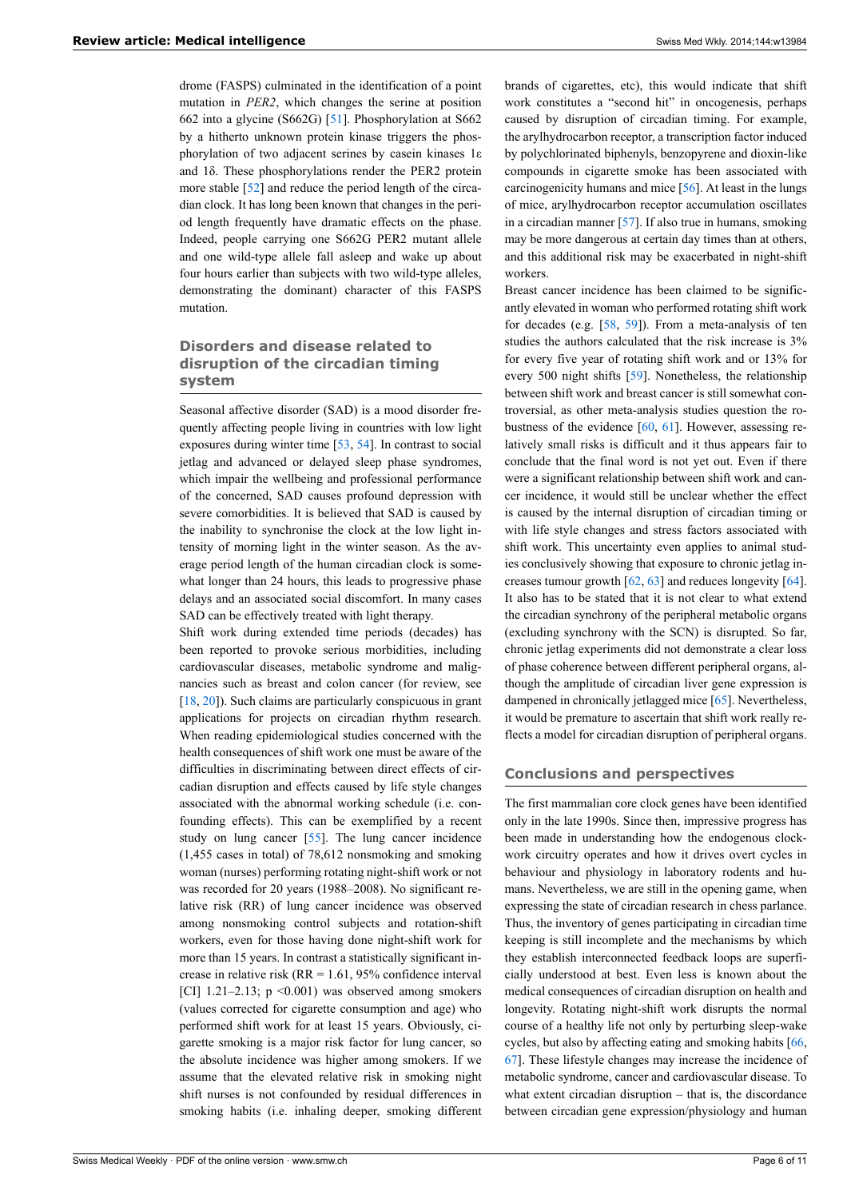drome (FASPS) culminated in the identification of a point mutation in *PER2*, which changes the serine at position 662 into a glycine (S662G) [51]. Phosphorylation at S662 by a hitherto unknown protein kinase triggers the phosphorylation of two adjacent serines by casein kinases 1ε and 1δ. These phosphorylations render the PER2 protein more stable [52] and reduce the period length of the circadian clock. It has long been known that changes in the period length frequently have dramatic effects on the phase. Indeed, people carrying one S662G PER2 mutant allele and one wild-type allele fall asleep and wake up about four hours earlier than subjects with two wild-type alleles, demonstrating the dominant) character of this FASPS mutation.

## Disorders and disease related to disruption of the circadian timing system

Seasonal affective disorder (SAD) is a mood disorder frequently affecting people living in countries with low light exposures during winter time [53, 54]. In contrast to social jetlag and advanced or delayed sleep phase syndromes, which impair the wellbeing and professional performance of the concerned, SAD causes profound depression with severe comorbidities. It is believed that SAD is caused by the inability to synchronise the clock at the low light intensity of morning light in the winter season. As the average period length of the human circadian clock is somewhat longer than 24 hours, this leads to progressive phase delays and an associated social discomfort. In many cases SAD can be effectively treated with light therapy.

Shift work during extended time periods (decades) has been reported to provoke serious morbidities, including cardiovascular diseases, metabolic syndrome and malignancies such as breast and colon cancer (for review, see [18, 20]). Such claims are particularly conspicuous in grant applications for projects on circadian rhythm research. When reading epidemiological studies concerned with the health consequences of shift work one must be aware of the difficulties in discriminating between direct effects of circadian disruption and effects caused by life style changes associated with the abnormal working schedule (i.e. confounding effects). This can be exemplified by a recent study on lung cancer [55]. The lung cancer incidence (1,455 cases in total) of 78,612 nonsmoking and smoking woman (nurses) performing rotating night-shift work or not was recorded for 20 years (1988–2008). No significant relative risk (RR) of lung cancer incidence was observed among nonsmoking control subjects and rotation-shift workers, even for those having done night-shift work for more than 15 years. In contrast a statistically significant increase in relative risk (RR = 1.61, 95% confidence interval [CI] 1.21–2.13; $p < 0.001$) was observed among smokers (values corrected for cigarette consumption and age) who performed shift work for at least 15 years. Obviously, cigarette smoking is a major risk factor for lung cancer, so the absolute incidence was higher among smokers. If we assume that the elevated relative risk in smoking night shift nurses is not confounded by residual differences in smoking habits (i.e. inhaling deeper, smoking different brands of cigarettes, etc), this would indicate that shift work constitutes a "second hit" in oncogenesis, perhaps caused by disruption of circadian timing. For example, the arylhydrocarbon receptor, a transcription factor induced by polychlorinated biphenyls, benzopyrene and dioxin-like compounds in cigarette smoke has been associated with carcinogenicity humans and mice [56]. At least in the lungs of mice, arylhydrocarbon receptor accumulation oscillates in a circadian manner [57]. If also true in humans, smoking may be more dangerous at certain day times than at others, and this additional risk may be exacerbated in night-shift workers.

Breast cancer incidence has been claimed to be significantly elevated in woman who performed rotating shift work for decades (e.g. [58, 59]). From a meta-analysis of ten studies the authors calculated that the risk increase is 3% for every five year of rotating shift work and or 13% for every 500 night shifts [59]. Nonetheless, the relationship between shift work and breast cancer is still somewhat controversial, as other meta-analysis studies question the robustness of the evidence [60, 61]. However, assessing relatively small risks is difficult and it thus appears fair to conclude that the final word is not yet out. Even if there were a significant relationship between shift work and cancer incidence, it would still be unclear whether the effect is caused by the internal disruption of circadian timing or with life style changes and stress factors associated with shift work. This uncertainty even applies to animal studies conclusively showing that exposure to chronic jetlag increases tumour growth [62, 63] and reduces longevity [64]. It also has to be stated that it is not clear to what extend the circadian synchrony of the peripheral metabolic organs (excluding synchrony with the SCN) is disrupted. So far, chronic jetlag experiments did not demonstrate a clear loss of phase coherence between different peripheral organs, although the amplitude of circadian liver gene expression is dampened in chronically jetlagged mice [65]. Nevertheless, it would be premature to ascertain that shift work really reflects a model for circadian disruption of peripheral organs.

## Conclusions and perspectives

The first mammalian core clock genes have been identified only in the late 1990s. Since then, impressive progress has been made in understanding how the endogenous clockwork circuitry operates and how it drives overt cycles in behaviour and physiology in laboratory rodents and humans. Nevertheless, we are still in the opening game, when expressing the state of circadian research in chess parlance. Thus, the inventory of genes participating in circadian time keeping is still incomplete and the mechanisms by which they establish interconnected feedback loops are superficially understood at best. Even less is known about the medical consequences of circadian disruption on health and longevity. Rotating night-shift work disrupts the normal course of a healthy life not only by perturbing sleep-wake cycles, but also by affecting eating and smoking habits [66, 67]. These lifestyle changes may increase the incidence of metabolic syndrome, cancer and cardiovascular disease. To what extent circadian disruption – that is, the discordance between circadian gene expression/physiology and human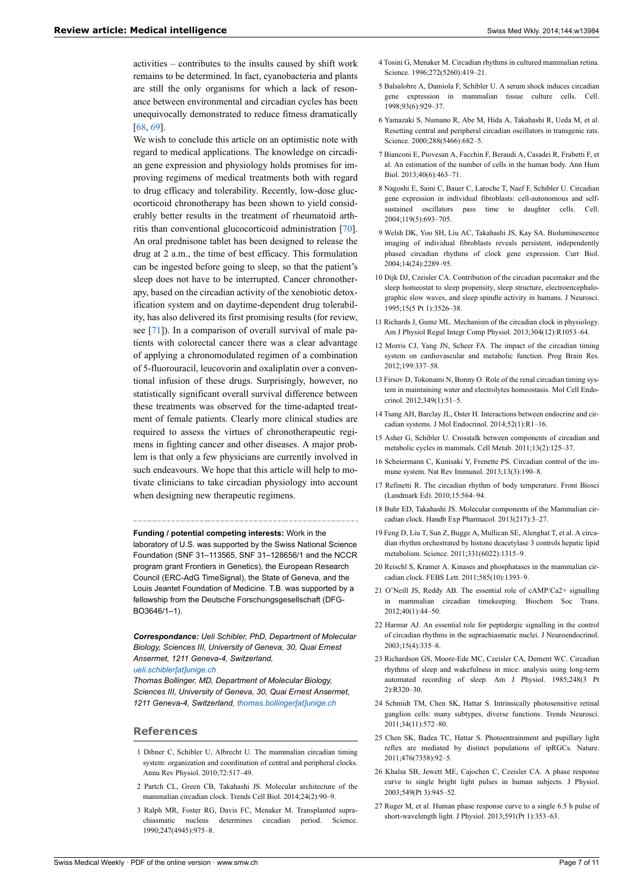activities – contributes to the insults caused by shift work remains to be determined. In fact, cyanobacteria and plants are still the only organisms for which a lack of resonance between environmental and circadian cycles has been unequivocally demonstrated to reduce fitness dramatically [68, 69].

We wish to conclude this article on an optimistic note with regard to medical applications. The knowledge on circadian gene expression and physiology holds promises for improving regimens of medical treatments both with regard to drug efficacy and tolerability. Recently, low-dose glucocorticoid chronotherapy has been shown to yield considerably better results in the treatment of rheumatoid arthritis than conventional glucocorticoid administration [70]. An oral prednisone tablet has been designed to release the drug at 2 a.m., the time of best efficacy. This formulation can be ingested before going to sleep, so that the patient's sleep does not have to be interrupted. Cancer chronotherapy, based on the circadian activity of the xenobiotic detoxification system and on daytime-dependent drug tolerability, has also delivered its first promising results (for review, see [71]). In a comparison of overall survival of male patients with colorectal cancer there was a clear advantage of applying a chronomodulated regimen of a combination of 5-fluorouracil, leucovorin and oxaliplatin over a conventional infusion of these drugs. Surprisingly, however, no statistically significant overall survival difference between these treatments was observed for the time-adapted treatment of female patients. Clearly more clinical studies are required to assess the virtues of chronotherapeutic regimens in fighting cancer and other diseases. A major problem is that only a few physicians are currently involved in such endeavours. We hope that this article will help to motivate clinicians to take circadian physiology into account when designing new therapeutic regimens.

**Funding / potential competing interests:** Work in the laboratory of U.S. was supported by the Swiss National Science Foundation (SNF 31–113565, SNF 31–128656/1 and the NCCR program grant Frontiers in Genetics), the European Research Council (ERC-AdG TimeSignal), the State of Geneva, and the Louis Jeantet Foundation of Medicine. T.B. was supported by a fellowship from the Deutsche Forschungsgesellschaft (DFG-BO3646/1–1).

***Correspondance:*** *Ueli Schibler, PhD, Department of Molecular Biology, Sciences III, University of Geneva, 30, Quai Ernest Ansermet, 1211 Geneva-4, Switzerland, ueli.schibler[at]unige.ch*

*Thomas Bollinger, MD, Department of Molecular Biology, Sciences III, University of Geneva, 30, Quai Ernest Ansermet, 1211 Geneva-4, Switzerland, thomas.bollinger[at]unige.ch*

## References

1 Dibner C, Schibler U, Albrecht U. The mammalian circadian timing system: organization and coordination of central and peripheral clocks. Annu Rev Physiol. 2010;72:517–49.

2 Partch CL, Green CB, Takahashi JS. Molecular architecture of the mammalian circadian clock. Trends Cell Biol. 2014;24(2):90–9.

3 Ralph MR, Foster RG, Davis FC, Menaker M. Transplanted suprachiasmatic nucleus determines circadian period. Science. 1990;247(4945):975–8.

4 Tosini G, Menaker M. Circadian rhythms in cultured mammalian retina. Science. 1996;272(5260):419–21.

5 Balsalobre A, Damiola F, Schibler U. A serum shock induces circadian gene expression in mammalian tissue culture cells. Cell. 1998;93(6):929–37.

6 Yamazaki S, Numano R, Abe M, Hida A, Takahashi R, Ueda M, et al. Resetting central and peripheral circadian oscillators in transgenic rats. Science. 2000;288(5466):682–5.

7 Bianconi E, Piovesan A, Facchin F, Beraudi A, Casadei R, Frabetti F, et al. An estimation of the number of cells in the human body. Ann Hum Biol. 2013;40(6):463–71.

8 Nagoshi E, Saini C, Bauer C, Laroche T, Naef F, Schibler U. Circadian gene expression in individual fibroblasts: cell-autonomous and self-sustained oscillators pass time to daughter cells. Cell. 2004;119(5):693–705.

9 Welsh DK, Yoo SH, Liu AC, Takahashi JS, Kay SA. Bioluminescence imaging of individual fibroblasts reveals persistent, independently phased circadian rhythms of clock gene expression. Curr Biol. 2004;14(24):2289–95.

10 Dijk DJ, Czeisler CA. Contribution of the circadian pacemaker and the sleep homeostat to sleep propensity, sleep structure, electroencephalographic slow waves, and sleep spindle activity in humans. J Neurosci. 1995;15(5 Pt 1):3526–38.

11 Richards J, Gumz ML. Mechanism of the circadian clock in physiology. Am J Physiol Regul Integr Comp Physiol. 2013;304(12):R1053–64.

12 Morris CJ, Yang JN, Scheer FA. The impact of the circadian timing system on cardiovascular and metabolic function. Prog Brain Res. 2012;199:337–58.

13 Firsov D, Tokonami N, Bonny O. Role of the renal circadian timing system in maintaining water and electrolytes homeostasis. Mol Cell Endocrinol. 2012;349(1):51–5.

14 Tsang AH, Barclay JL, Oster H. Interactions between endocrine and circadian systems. J Mol Endocrinol. 2014;52(1):R1–16.

15 Asher G, Schibler U. Crosstalk between components of circadian and metabolic cycles in mammals. Cell Metab. 2011;13(2):125–37.

16 Scheiermann C, Kunisaki Y, Frenette PS. Circadian control of the immune system. Nat Rev Immunol. 2013;13(3):190–8.

17 Refinetti R. The circadian rhythm of body temperature. Front Biosci (Landmark Ed). 2010;15:564–94.

18 Buhr ED, Takahashi JS. Molecular components of the Mammalian circadian clock. Handb Exp Pharmacol. 2013(217):3–27.

19 Feng D, Liu T, Sun Z, Bugge A, Mullican SE, Alenghat T, et al. A circadian rhythm orchestrated by histone deacetylase 3 controls hepatic lipid metabolism. Science. 2011;331(6022):1315–9.

20 Reischl S, Kramer A. Kinases and phosphatases in the mammalian circadian clock. FEBS Lett. 2011;585(10):1393–9.

21 O'Neill JS, Reddy AB. The essential role of cAMP/Ca2+ signalling in mammalian circadian timekeeping. Biochem Soc Trans. 2012;40(1):44–50.

22 Harmar AJ. An essential role for peptidergic signalling in the control of circadian rhythms in the suprachiasmatic nuclei. J Neuroendocrinol. 2003;15(4):335–8.

23 Richardson GS, Moore-Ede MC, Czeisler CA, Dement WC. Circadian rhythms of sleep and wakefulness in mice: analysis using long-term automated recording of sleep. Am J Physiol. 1985;248(3 Pt 2):R320–30.

24 Schmidt TM, Chen SK, Hattar S. Intrinsically photosensitive retinal ganglion cells: many subtypes, diverse functions. Trends Neurosci. 2011;34(11):572–80.

25 Chen SK, Badea TC, Hattar S. Photoentrainment and pupillary light reflex are mediated by distinct populations of ipRGCs. Nature. 2011;476(7358):92–5.

26 Khalsa SB, Jewett ME, Cajochen C, Czeisler CA. A phase response curve to single bright light pulses in human subjects. J Physiol. 2003;549(Pt 3):945–52.

27 Ruger M, et al. Human phase response curve to a single 6.5 h pulse of short-wavelength light. J Physiol. 2013;591(Pt 1):353–63.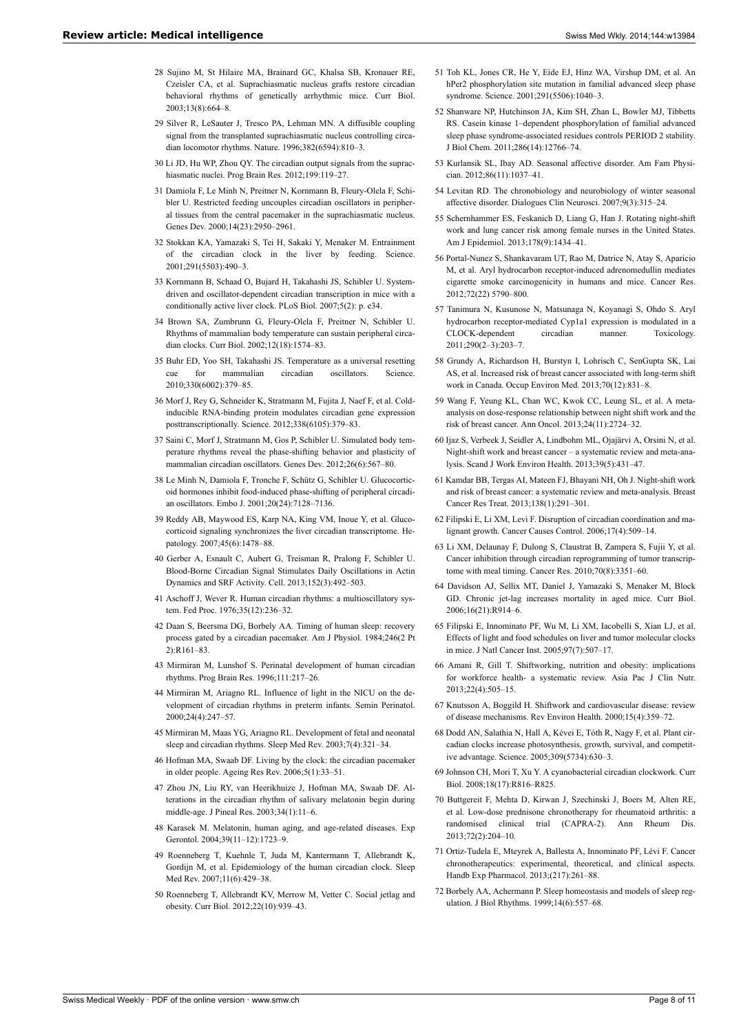28 Sujino M, St Hilaire MA, Brainard GC, Khalsa SB, Kronauer RE, Czeisler CA, et al. Suprachiasmatic nucleus grafts restore circadian behavioral rhythms of genetically arrhythmic mice. Curr Biol. 2003;13(8):664–8.

29 Silver R, LeSauter J, Tresco PA, Lehman MN. A diffusible coupling signal from the transplanted suprachiasmatic nucleus controlling circadian locomotor rhythms. Nature. 1996;382(6594):810–3.

30 Li JD, Hu WP, Zhou QY. The circadian output signals from the suprachiasmatic nuclei. Prog Brain Res. 2012;199:119–27.

31 Damiola F, Le Minh N, Preitner N, Kornmann B, Fleury-Olela F, Schibler U. Restricted feeding uncouples circadian oscillators in peripheral tissues from the central pacemaker in the suprachiasmatic nucleus. Genes Dev. 2000;14(23):2950–2961.

32 Stokkan KA, Yamazaki S, Tei H, Sakaki Y, Menaker M. Entrainment of the circadian clock in the liver by feeding. Science. 2001;291(5503):490–3.

33 Kornmann B, Schaad O, Bujard H, Takahashi JS, Schibler U. System-driven and oscillator-dependent circadian transcription in mice with a conditionally active liver clock. PLoS Biol. 2007;5(2): p. e34.

34 Brown SA, Zumbrunn G, Fleury-Olela F, Preitner N, Schibler U. Rhythms of mammalian body temperature can sustain peripheral circadian clocks. Curr Biol. 2002;12(18):1574–83.

35 Buhr ED, Yoo SH, Takahashi JS. Temperature as a universal resetting cue for mammalian circadian oscillators. Science. 2010;330(6002):379–85.

36 Morf J, Rey G, Schneider K, Stratmann M, Fujita J, Naef F, et al. Cold-inducible RNA-binding protein modulates circadian gene expression posttranscriptionally. Science. 2012;338(6105):379–83.

37 Saini C, Morf J, Stratmann M, Gos P, Schibler U. Simulated body temperature rhythms reveal the phase-shifting behavior and plasticity of mammalian circadian oscillators. Genes Dev. 2012;26(6):567–80.

38 Le Minh N, Damiola F, Tronche F, Schütz G, Schibler U. Glucocorticoid hormones inhibit food-induced phase-shifting of peripheral circadian oscillators. Embo J. 2001;20(24):7128–7136.

39 Reddy AB, Maywood ES, Karp NA, King VM, Inoue Y, et al. Glucocorticoid signaling synchronizes the liver circadian transcriptome. Hepatology. 2007;45(6):1478–88.

40 Gerber A, Esnault C, Aubert G, Treisman R, Pralong F, Schibler U. Blood-Borne Circadian Signal Stimulates Daily Oscillations in Actin Dynamics and SRF Activity. Cell. 2013;152(3):492–503.

41 Aschoff J, Wever R. Human circadian rhythms: a multioscillatory system. Fed Proc. 1976;35(12):236–32.

42 Daan S, Beersma DG, Borbely AA. Timing of human sleep: recovery process gated by a circadian pacemaker. Am J Physiol. 1984;246(2 Pt 2):R161–83.

43 Mirmiran M, Lunshof S. Perinatal development of human circadian rhythms. Prog Brain Res. 1996;111:217–26.

44 Mirmiran M, Ariagno RL. Influence of light in the NICU on the development of circadian rhythms in preterm infants. Semin Perinatol. 2000;24(4):247–57.

45 Mirmiran M, Maas YG, Ariagno RL. Development of fetal and neonatal sleep and circadian rhythms. Sleep Med Rev. 2003;7(4):321–34.

46 Hofman MA, Swaab DF. Living by the clock: the circadian pacemaker in older people. Ageing Res Rev. 2006;5(1):33–51.

47 Zhou JN, Liu RY, van Heerikhuize J, Hofman MA, Swaab DF. Alterations in the circadian rhythm of salivary melatonin begin during middle-age. J Pineal Res. 2003;34(1):11–6.

48 Karasek M. Melatonin, human aging, and age-related diseases. Exp Gerontol. 2004;39(11–12):1723–9.

49 Roenneberg T, Kuehnle T, Juda M, Kantermann T, Allebrandt K, Gordijn M, et al. Epidemiology of the human circadian clock. Sleep Med Rev. 2007;11(6):429–38.

50 Roenneberg T, Allebrandt KV, Merrow M, Vetter C. Social jetlag and obesity. Curr Biol. 2012;22(10):939–43.

51 Toh KL, Jones CR, He Y, Eide EJ, Hinz WA, Virshup DM, et al. An hPer2 phosphorylation site mutation in familial advanced sleep phase syndrome. Science. 2001;291(5506):1040–3.

52 Shanware NP, Hutchinson JA, Kim SH, Zhan L, Bowler MJ, Tibbetts RS. Casein kinase 1–dependent phosphorylation of familial advanced sleep phase syndrome-associated residues controls PERIOD 2 stability. J Biol Chem. 2011;286(14):12766–74.

53 Kurlansik SL, Ibay AD. Seasonal affective disorder. Am Fam Physician. 2012;86(11):1037–41.

54 Levitan RD. The chronobiology and neurobiology of winter seasonal affective disorder. Dialogues Clin Neurosci. 2007;9(3):315–24.

55 Schernhammer ES, Feskanich D, Liang G, Han J. Rotating night-shift work and lung cancer risk among female nurses in the United States. Am J Epidemiol. 2013;178(9):1434–41.

56 Portal-Nunez S, Shankavaram UT, Rao M, Datrice N, Atay S, Aparicio M, et al. Aryl hydrocarbon receptor-induced adrenomedullin mediates cigarette smoke carcinogenicity in humans and mice. Cancer Res. 2012;72(22) 5790–800.

57 Tanimura N, Kusunose N, Matsunaga N, Koyanagi S, Ohdo S. Aryl hydrocarbon receptor-mediated Cyp1a1 expression is modulated in a CLOCK-dependent circadian manner. Toxicology. 2011;290(2–3):203–7.

58 Grundy A, Richardson H, Burstyn I, Lohrisch C, SenGupta SK, Lai AS, et al. Increased risk of breast cancer associated with long-term shift work in Canada. Occup Environ Med. 2013;70(12):831–8.

59 Wang F, Yeung KL, Chan WC, Kwok CC, Leung SL, et al. A meta-analysis on dose-response relationship between night shift work and the risk of breast cancer. Ann Oncol. 2013;24(11):2724–32.

60 Ijaz S, Verbeek J, Seidler A, Lindbohm ML, Ojajärvi A, Orsini N, et al. Night-shift work and breast cancer – a systematic review and meta-analysis. Scand J Work Environ Health. 2013;39(5):431–47.

61 Kamdar BB, Tergas AI, Mateen FJ, Bhayani NH, Oh J. Night-shift work and risk of breast cancer: a systematic review and meta-analysis. Breast Cancer Res Treat. 2013;138(1):291–301.

62 Filipski E, Li XM, Levi F. Disruption of circadian coordination and malignant growth. Cancer Causes Control. 2006;17(4):509–14.

63 Li XM, Delaunay F, Dulong S, Claustrat B, Zampera S, Fujii Y, et al. Cancer inhibition through circadian reprogramming of tumor transcriptome with meal timing. Cancer Res. 2010;70(8):3351–60.

64 Davidson AJ, Sellix MT, Daniel J, Yamazaki S, Menaker M, Block GD. Chronic jet-lag increases mortality in aged mice. Curr Biol. 2006;16(21):R914–6.

65 Filipski E, Innominato PF, Wu M, Li XM, Iacobelli S, Xian LJ, et al. Effects of light and food schedules on liver and tumor molecular clocks in mice. J Natl Cancer Inst. 2005;97(7):507–17.

66 Amani R, Gill T. Shiftworking, nutrition and obesity: implications for workforce health- a systematic review. Asia Pac J Clin Nutr. 2013;22(4):505–15.

67 Knutsson A, Boggild H. Shiftwork and cardiovascular disease: review of disease mechanisms. Rev Environ Health. 2000;15(4):359–72.

68 Dodd AN, Salathia N, Hall A, Kévei E, Tóth R, Nagy F, et al. Plant circadian clocks increase photosynthesis, growth, survival, and competitive advantage. Science. 2005;309(5734):630–3.

69 Johnson CH, Mori T, Xu Y. A cyanobacterial circadian clockwork. Curr Biol. 2008;18(17):R816–R825.

70 Buttgereit F, Mehta D, Kirwan J, Szechinski J, Boers M, Alten RE, et al. Low-dose prednisone chronotherapy for rheumatoid arthritis: a randomised clinical trial (CAPRA-2). Ann Rheum Dis. 2013;72(2):204–10.

71 Ortiz-Tudela E, Mteyrek A, Ballesta A, Innominato PF, Lévi F. Cancer chronotherapeutics: experimental, theoretical, and clinical aspects. Handb Exp Pharmacol. 2013;(217):261–88.

72 Borbely AA, Achermann P. Sleep homeostasis and models of sleep regulation. J Biol Rhythms. 1999;14(6):557–68.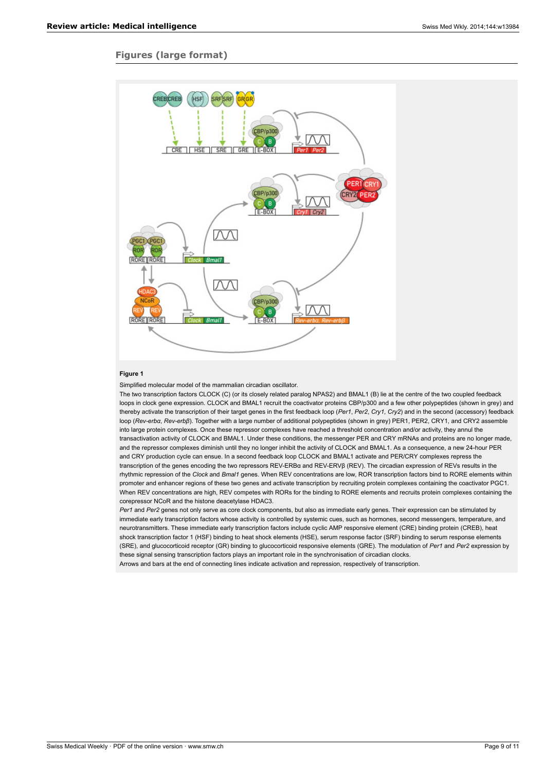## Figures (large format)

**Figure 1**

Simplified molecular model of the mammalian circadian oscillator.

The two transcription factors CLOCK (C) (or its closely related paralog NPAS2) and BMAL1 (B) lie at the centre of the two coupled feedback loops in clock gene expression. CLOCK and BMAL1 recruit the coactivator proteins CBP/p300 and a few other polypeptides (shown in grey) and thereby activate the transcription of their target genes in the first feedback loop (*Per1*, *Per2*, *Cry1*, *Cry2*) and in the second (accessory) feedback loop (*Rev-erbα*, *Rev-erbβ*). Together with a large number of additional polypeptides (shown in grey) PER1, PER2, CRY1, and CRY2 assemble into large protein complexes. Once these repressor complexes have reached a threshold concentration and/or activity, they annul the transactivation activity of CLOCK and BMAL1. Under these conditions, the messenger PER and CRY mRNAs and proteins are no longer made, and the repressor complexes diminish until they no longer inhibit the activity of CLOCK and BMAL1. As a consequence, a new 24-hour PER and CRY production cycle can ensue. In a second feedback loop CLOCK and BMAL1 activate and PER/CRY complexes repress the transcription of the genes encoding the two repressors REV-ERBα and REV-ERVβ (REV). The circadian expression of REVs results in the rhythmic repression of the *Clock* and *Bmal1* genes. When REV concentrations are low, ROR transcription factors bind to RORE elements within promoter and enhancer regions of these two genes and activate transcription by recruiting protein complexes containing the coactivator PGC1. When REV concentrations are high, REV competes with RORs for the binding to RORE elements and recruits protein complexes containing the corepressor NCoR and the histone deacetylase HDAC3.

*Per1* and *Per2* genes not only serve as core clock components, but also as immediate early genes. Their expression can be stimulated by immediate early transcription factors whose activity is controlled by systemic cues, such as hormones, second messengers, temperature, and neurotransmitters. These immediate early transcription factors include cyclic AMP responsive element (CRE) binding protein (CREB), heat shock transcription factor 1 (HSF) binding to heat shock elements (HSE), serum response factor (SRF) binding to serum response elements (SRE), and glucocorticoid receptor (GR) binding to glucocorticoid responsive elements (GRE). The modulation of *Per1* and *Per2* expression by these signal sensing transcription factors plays an important role in the synchronisation of circadian clocks.

Arrows and bars at the end of connecting lines indicate activation and repression, respectively of transcription.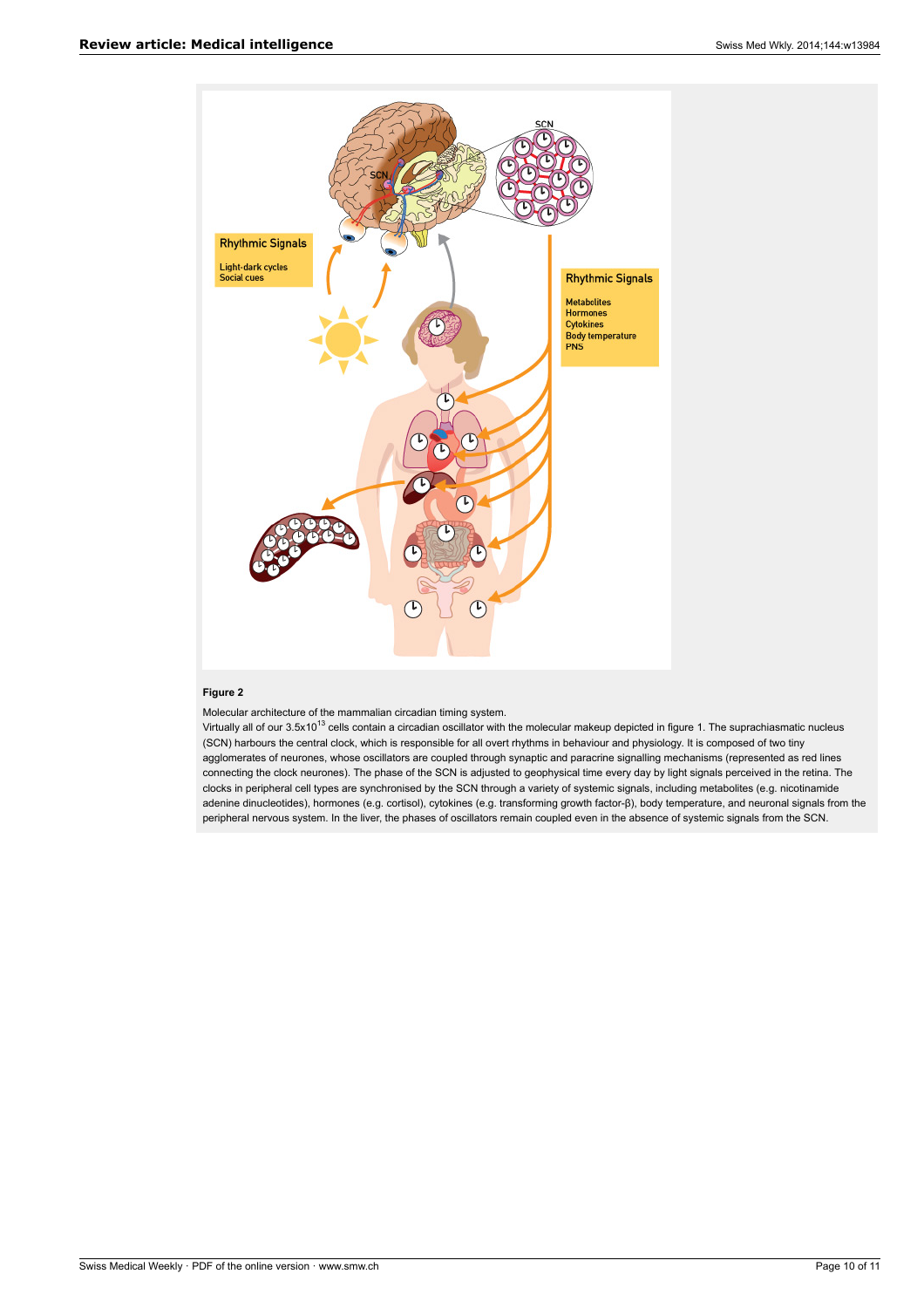**Figure 2**

Molecular architecture of the mammalian circadian timing system.

Virtually all of our $3.5 \times 10^{13}$ cells contain a circadian oscillator with the molecular makeup depicted in figure 1. The suprachiasmatic nucleus (SCN) harbours the central clock, which is responsible for all overt rhythms in behaviour and physiology. It is composed of two tiny agglomerates of neurones, whose oscillators are coupled through synaptic and paracrine signalling mechanisms (represented as red lines connecting the clock neurones). The phase of the SCN is adjusted to geophysical time every day by light signals perceived in the retina. The clocks in peripheral cell types are synchronised by the SCN through a variety of systemic signals, including metabolites (e.g. nicotinamide adenine dinucleotides), hormones (e.g. cortisol), cytokines (e.g. transforming growth factor-β), body temperature, and neuronal signals from the peripheral nervous system. In the liver, the phases of oscillators remain coupled even in the absence of systemic signals from the SCN.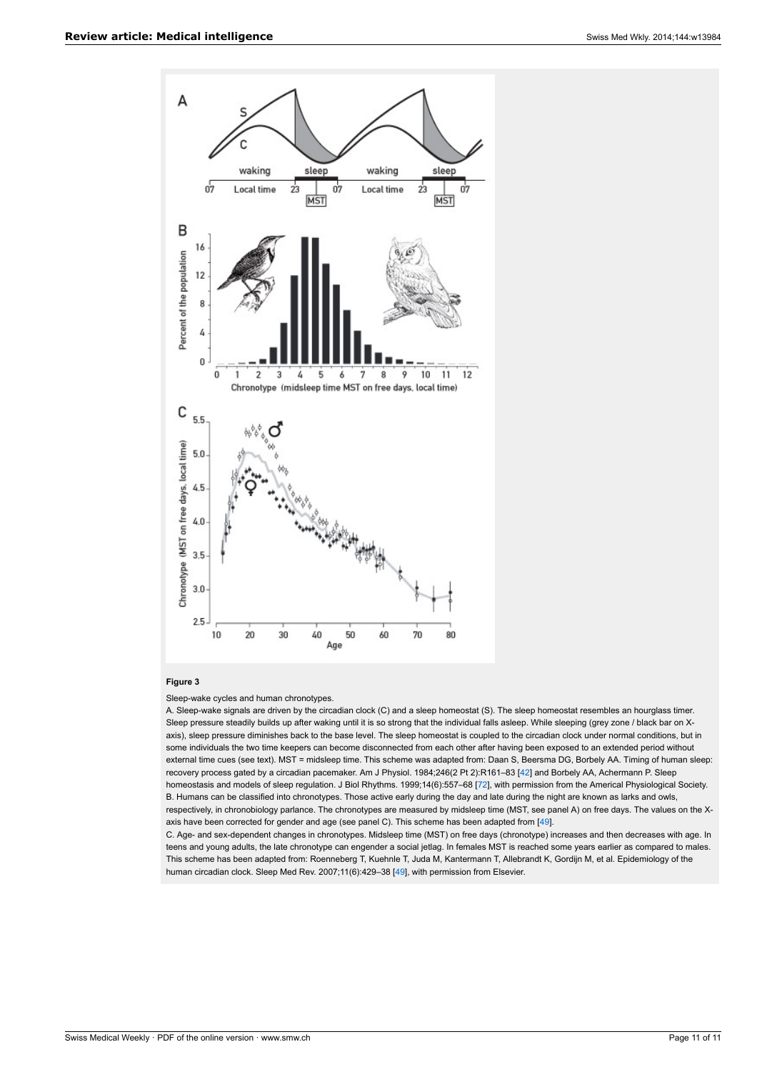A

S

C

waking sleep waking sleep

07 Local time 23 07 Local time 23 07

MST MST

B

Percent of the population

0 4 8 12 16

0 1 2 3 4 5 6 7 8 9 10 11 12

Chronotype (midsleep time MST on free days, local time)

C

Chronotype (MST on free days, local time)

2.5 3.0 3.5 4.0 4.5 5.0 5.5

♂

♀

10 20 30 40 50 60 70 80

Age

**Figure 3**

Sleep-wake cycles and human chronotypes.

A. Sleep-wake signals are driven by the circadian clock (C) and a sleep homeostat (S). The sleep homeostat resembles an hourglass timer. Sleep pressure steadily builds up after waking until it is so strong that the individual falls asleep. While sleeping (grey zone / black bar on X-axis), sleep pressure diminishes back to the base level. The sleep homeostat is coupled to the circadian clock under normal conditions, but in some individuals the two time keepers can become disconnected from each other after having been exposed to an extended period without external time cues (see text). MST = midsleep time. This scheme was adapted from: Daan S, Beersma DG, Borbely AA. Timing of human sleep: recovery process gated by a circadian pacemaker. Am J Physiol. 1984;246(2 Pt 2):R161–83 [42] and Borbely AA, Achermann P. Sleep homeostasis and models of sleep regulation. J Biol Rhythms. 1999;14(6):557–68 [72], with permission from the Americal Physiological Society.

B. Humans can be classified into chronotypes. Those active early during the day and late during the night are known as larks and owls, respectively, in chronobiology parlance. The chronotypes are measured by midsleep time (MST, see panel A) on free days. The values on the X-axis have been corrected for gender and age (see panel C). This scheme has been adapted from [49].

C. Age- and sex-dependent changes in chronotypes. Midsleep time (MST) on free days (chronotype) increases and then decreases with age. In teens and young adults, the late chronotype can engender a social jetlag. In females MST is reached some years earlier as compared to males. This scheme has been adapted from: Roenneberg T, Kuehnle T, Juda M, Kantermann T, Allebrandt K, Gordijn M, et al. Epidemiology of the human circadian clock. Sleep Med Rev. 2007;11(6):429–38 [49], with permission from Elsevier.